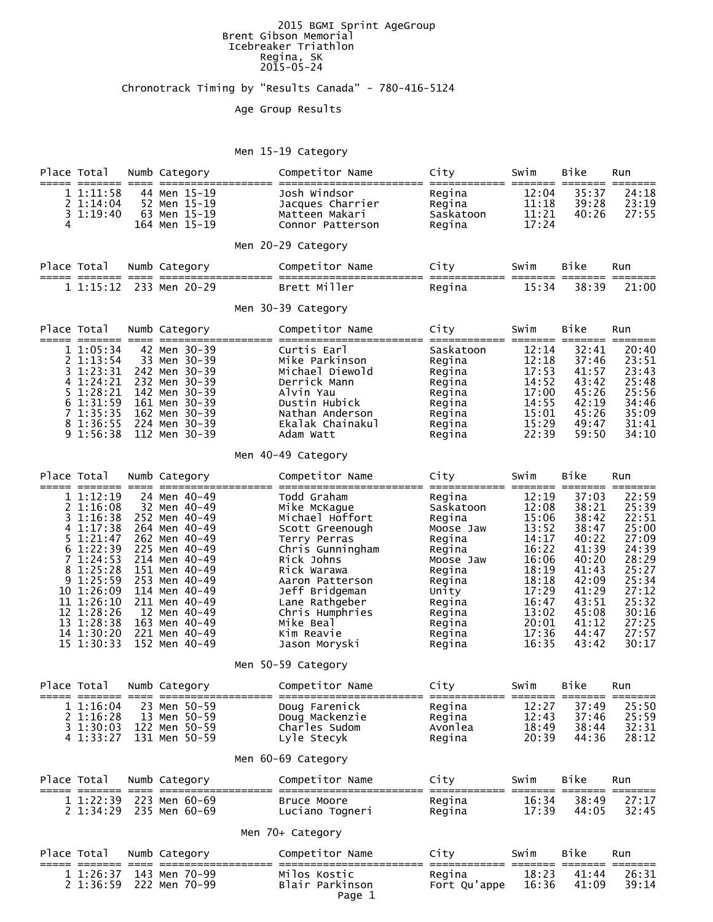# 2015 BGMI Sprint AgeGroup

## Brent Gibson Memorial Icebreaker Triathlon

Regina, SK

2015-05-24

Chronotrack Timing by "Results Canada" - 780-416-5124

## Age Group Results

### Men 15-19 Category

| Place | Total | Numb | Category | Competitor Name | City | Swim | Bike | Run |
|---|---|---|---|---|---|---|---|---|
| 1 | 1:11:58 | 44 | Men 15-19 | Josh Windsor | Regina | 12:04 | 35:37 | 24:18 |
| 2 | 1:14:04 | 52 | Men 15-19 | Jacques Charrier | Regina | 11:18 | 39:28 | 23:19 |
| 3 | 1:19:40 | 63 | Men 15-19 | Matteen Makari | Saskatoon | 11:21 | 40:26 | 27:55 |
| 4 | | 164 | Men 15-19 | Connor Patterson | Regina | 17:24 | | |

### Men 20-29 Category

| Place | Total | Numb | Category | Competitor Name | City | Swim | Bike | Run |
|---|---|---|---|---|---|---|---|---|
| 1 | 1:15:12 | 233 | Men 20-29 | Brett Miller | Regina | 15:34 | 38:39 | 21:00 |

### Men 30-39 Category

| Place | Total | Numb | Category | Competitor Name | City | Swim | Bike | Run |
|---|---|---|---|---|---|---|---|---|
| 1 | 1:05:34 | 42 | Men 30-39 | Curtis Earl | Saskatoon | 12:14 | 32:41 | 20:40 |
| 2 | 1:13:54 | 33 | Men 30-39 | Mike Parkinson | Regina | 12:18 | 37:46 | 23:51 |
| 3 | 1:23:31 | 242 | Men 30-39 | Michael Diewold | Regina | 17:53 | 41:57 | 23:43 |
| 4 | 1:24:21 | 232 | Men 30-39 | Derrick Mann | Regina | 14:52 | 43:42 | 25:48 |
| 5 | 1:28:21 | 142 | Men 30-39 | Alvin Yau | Regina | 17:00 | 45:26 | 25:56 |
| 6 | 1:31:59 | 161 | Men 30-39 | Dustin Hubick | Regina | 14:55 | 42:19 | 34:46 |
| 7 | 1:35:35 | 162 | Men 30-39 | Nathan Anderson | Regina | 15:01 | 45:26 | 35:09 |
| 8 | 1:36:55 | 224 | Men 30-39 | Ekalak Chainakul | Regina | 15:29 | 49:47 | 31:41 |
| 9 | 1:56:38 | 112 | Men 30-39 | Adam Watt | Regina | 22:39 | 59:50 | 34:10 |

### Men 40-49 Category

| Place | Total | Numb | Category | Competitor Name | City | Swim | Bike | Run |
|---|---|---|---|---|---|---|---|---|
| 1 | 1:12:19 | 24 | Men 40-49 | Todd Graham | Regina | 12:19 | 37:03 | 22:59 |
| 2 | 1:16:08 | 32 | Men 40-49 | Mike McKague | Saskatoon | 12:08 | 38:21 | 25:39 |
| 3 | 1:16:38 | 252 | Men 40-49 | Michael Hoffort | Regina | 15:06 | 38:42 | 22:51 |
| 4 | 1:17:38 | 264 | Men 40-49 | Scott Greenough | Moose Jaw | 13:52 | 38:47 | 25:00 |
| 5 | 1:21:47 | 262 | Men 40-49 | Terry Perras | Regina | 14:17 | 40:22 | 27:09 |
| 6 | 1:22:39 | 225 | Men 40-49 | Chris Gunningham | Regina | 16:22 | 41:39 | 24:39 |
| 7 | 1:24:53 | 214 | Men 40-49 | Rick Johns | Moose Jaw | 16:06 | 40:20 | 28:29 |
| 8 | 1:25:28 | 151 | Men 40-49 | Rick Warawa | Regina | 18:19 | 41:43 | 25:27 |
| 9 | 1:25:59 | 253 | Men 40-49 | Aaron Patterson | Regina | 18:18 | 42:09 | 25:34 |
| 10 | 1:26:09 | 114 | Men 40-49 | Jeff Bridgeman | Unity | 17:29 | 41:29 | 27:12 |
| 11 | 1:26:10 | 211 | Men 40-49 | Lane Rathgeber | Regina | 16:47 | 43:51 | 25:32 |
| 12 | 1:28:26 | 12 | Men 40-49 | Chris Humphries | Regina | 13:02 | 45:08 | 30:16 |
| 13 | 1:28:38 | 163 | Men 40-49 | Mike Beal | Regina | 20:01 | 41:12 | 27:25 |
| 14 | 1:30:20 | 221 | Men 40-49 | Kim Reavie | Regina | 17:36 | 44:47 | 27:57 |
| 15 | 1:30:33 | 152 | Men 40-49 | Jason Moryski | Regina | 16:35 | 43:42 | 30:17 |

### Men 50-59 Category

| Place | Total | Numb | Category | Competitor Name | City | Swim | Bike | Run |
|---|---|---|---|---|---|---|---|---|
| 1 | 1:16:04 | 23 | Men 50-59 | Doug Farenick | Regina | 12:27 | 37:49 | 25:50 |
| 2 | 1:16:28 | 13 | Men 50-59 | Doug Mackenzie | Regina | 12:43 | 37:46 | 25:59 |
| 3 | 1:30:03 | 122 | Men 50-59 | Charles Sudom | Avonlea | 18:49 | 38:44 | 32:31 |
| 4 | 1:33:27 | 131 | Men 50-59 | Lyle Stecyk | Regina | 20:39 | 44:36 | 28:12 |

### Men 60-69 Category

| Place | Total | Numb | Category | Competitor Name | City | Swim | Bike | Run |
|---|---|---|---|---|---|---|---|---|
| 1 | 1:22:39 | 223 | Men 60-69 | Bruce Moore | Regina | 16:34 | 38:49 | 27:17 |
| 2 | 1:34:29 | 235 | Men 60-69 | Luciano Togneri | Regina | 17:39 | 44:05 | 32:45 |

### Men 70+ Category

| Place | Total | Numb | Category | Competitor Name | City | Swim | Bike | Run |
|---|---|---|---|---|---|---|---|---|
| 1 | 1:26:37 | 143 | Men 70-99 | Milos Kostic | Regina | 18:23 | 41:44 | 26:31 |
| 2 | 1:36:59 | 222 | Men 70-99 | Blair Parkinson | Fort Qu'appe | 16:36 | 41:09 | 39:14 |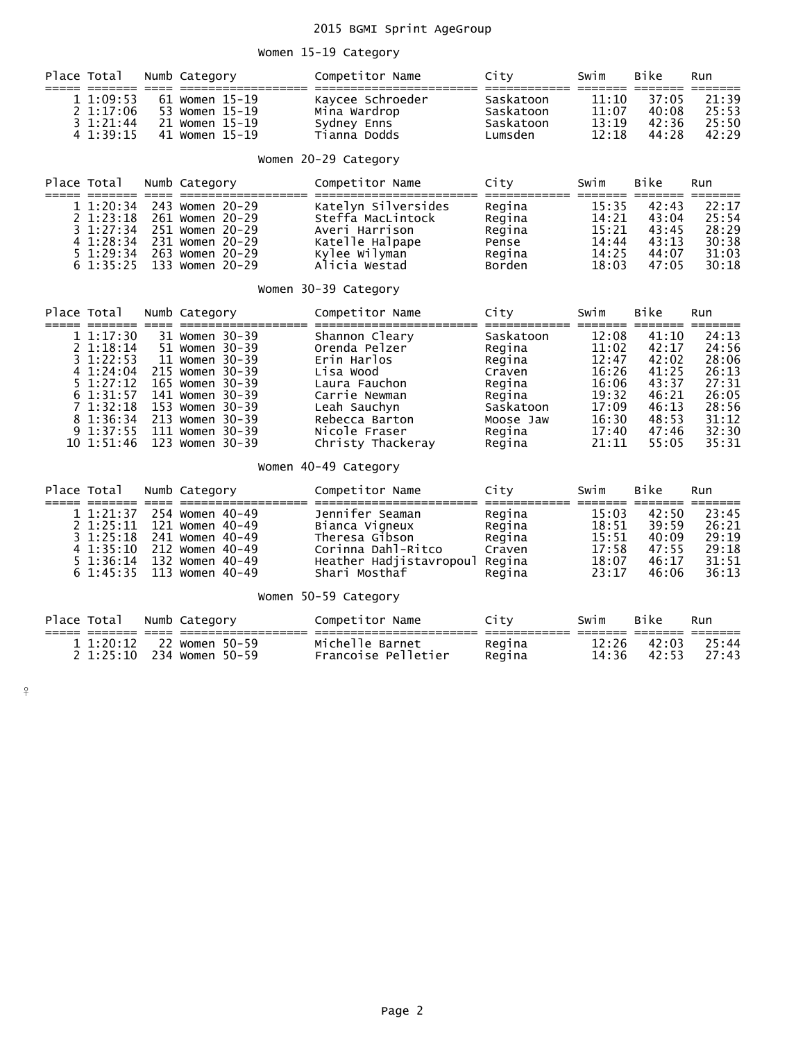# 2015 BGMI Sprint AgeGroup

## Women 15-19 Category

| Place | Total | Numb | Category | Competitor Name | City | Swim | Bike | Run |
|---|---|---|---|---|---|---|---|---|
| 1 | 1:09:53 | 61 | Women 15-19 | Kaycee Schroeder | Saskatoon | 11:10 | 37:05 | 21:39 |
| 2 | 1:17:06 | 53 | Women 15-19 | Mina Wardrop | Saskatoon | 11:07 | 40:08 | 25:53 |
| 3 | 1:21:44 | 21 | Women 15-19 | Sydney Enns | Saskatoon | 13:19 | 42:36 | 25:50 |
| 4 | 1:39:15 | 41 | Women 15-19 | Tianna Dodds | Lumsden | 12:18 | 44:28 | 42:29 |

## Women 20-29 Category

| Place | Total | Numb | Category | Competitor Name | City | Swim | Bike | Run |
|---|---|---|---|---|---|---|---|---|
| 1 | 1:20:34 | 243 | Women 20-29 | Katelyn Silversides | Regina | 15:35 | 42:43 | 22:17 |
| 2 | 1:23:18 | 261 | Women 20-29 | Steffa MacLintock | Regina | 14:21 | 43:04 | 25:54 |
| 3 | 1:27:34 | 251 | Women 20-29 | Averi Harrison | Regina | 15:21 | 43:45 | 28:29 |
| 4 | 1:28:34 | 231 | Women 20-29 | Katelle Halpape | Pense | 14:44 | 43:13 | 30:38 |
| 5 | 1:29:34 | 263 | Women 20-29 | Kylee Wilyman | Regina | 14:25 | 44:07 | 31:03 |
| 6 | 1:35:25 | 133 | Women 20-29 | Alicia Westad | Borden | 18:03 | 47:05 | 30:18 |

## Women 30-39 Category

| Place | Total | Numb | Category | Competitor Name | City | Swim | Bike | Run |
|---|---|---|---|---|---|---|---|---|
| 1 | 1:17:30 | 31 | Women 30-39 | Shannon Cleary | Saskatoon | 12:08 | 41:10 | 24:13 |
| 2 | 1:18:14 | 51 | Women 30-39 | Orenda Pelzer | Regina | 11:02 | 42:17 | 24:56 |
| 3 | 1:22:53 | 11 | Women 30-39 | Erin Harlos | Regina | 12:47 | 42:02 | 28:06 |
| 4 | 1:24:04 | 215 | Women 30-39 | Lisa Wood | Craven | 16:26 | 41:25 | 26:13 |
| 5 | 1:27:12 | 165 | Women 30-39 | Laura Fauchon | Regina | 16:06 | 43:37 | 27:31 |
| 6 | 1:31:57 | 141 | Women 30-39 | Carrie Newman | Regina | 19:32 | 46:21 | 26:05 |
| 7 | 1:32:18 | 153 | Women 30-39 | Leah Sauchyn | Saskatoon | 17:09 | 46:13 | 28:56 |
| 8 | 1:36:34 | 213 | Women 30-39 | Rebecca Barton | Moose Jaw | 16:30 | 48:53 | 31:12 |
| 9 | 1:37:55 | 111 | Women 30-39 | Nicole Fraser | Regina | 17:40 | 47:46 | 32:30 |
| 10 | 1:51:46 | 123 | Women 30-39 | Christy Thackeray | Regina | 21:11 | 55:05 | 35:31 |

## Women 40-49 Category

| Place | Total | Numb | Category | Competitor Name | City | Swim | Bike | Run |
|---|---|---|---|---|---|---|---|---|
| 1 | 1:21:37 | 254 | Women 40-49 | Jennifer Seaman | Regina | 15:03 | 42:50 | 23:45 |
| 2 | 1:25:11 | 121 | Women 40-49 | Bianca Vigneux | Regina | 18:51 | 39:59 | 26:21 |
| 3 | 1:25:18 | 241 | Women 40-49 | Theresa Gibson | Regina | 15:51 | 40:09 | 29:19 |
| 4 | 1:35:10 | 212 | Women 40-49 | Corinna Dahl-Ritco | Craven | 17:58 | 47:55 | 29:18 |
| 5 | 1:36:14 | 132 | Women 40-49 | Heather Hadjistavropoul | Regina | 18:07 | 46:17 | 31:51 |
| 6 | 1:45:35 | 113 | Women 40-49 | Shari Mosthaf | Regina | 23:17 | 46:06 | 36:13 |

## Women 50-59 Category

| Place | Total | Numb | Category | Competitor Name | City | Swim | Bike | Run |
|---|---|---|---|---|---|---|---|---|
| 1 | 1:20:12 | 22 | Women 50-59 | Michelle Barnet | Regina | 12:26 | 42:03 | 25:44 |
| 2 | 1:25:10 | 234 | Women 50-59 | Francoise Pelletier | Regina | 14:36 | 42:53 | 27:43 |